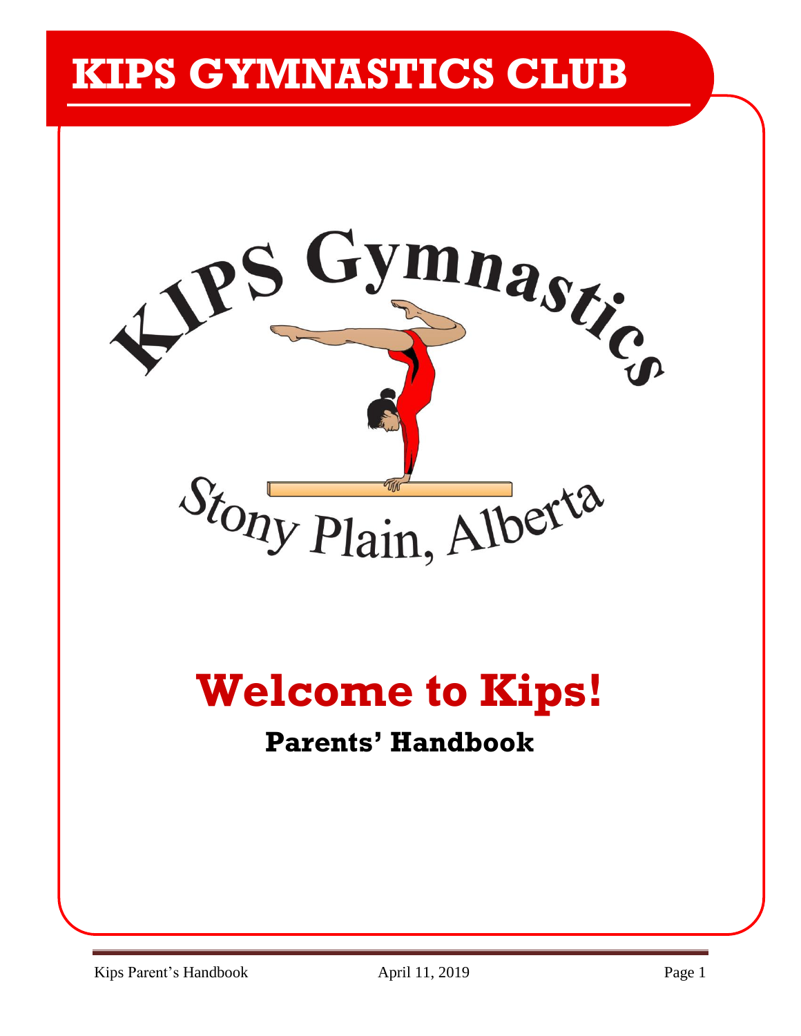# KIPS GYMNASTICS CLUB

KIPS Gymnastics

Stony Plain, Alberta

# Welcome to Kips!

## Parents' Handbook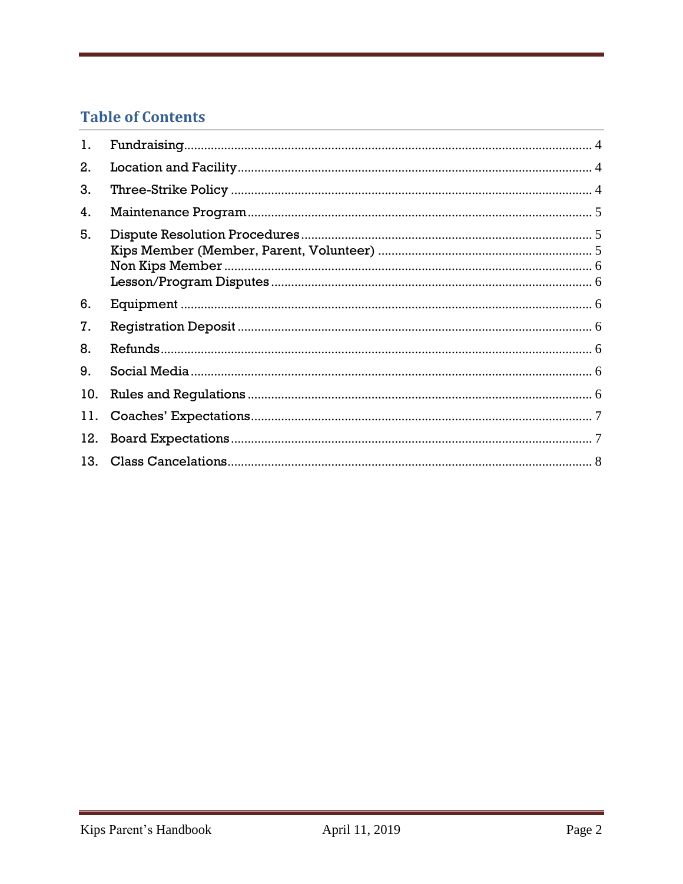## Table of Contents

1. Fundraising ..... 4
2. Location and Facility ..... 4
3. Three-Strike Policy ..... 4
4. Maintenance Program ..... 5
5. Dispute Resolution Procedures ..... 5
   - Kips Member (Member, Parent, Volunteer) ..... 5
   - Non Kips Member ..... 6
   - Lesson/Program Disputes ..... 6
6. Equipment ..... 6
7. Registration Deposit ..... 6
8. Refunds ..... 6
9. Social Media ..... 6
10. Rules and Regulations ..... 6
11. Coaches' Expectations ..... 7
12. Board Expectations ..... 7
13. Class Cancelations ..... 8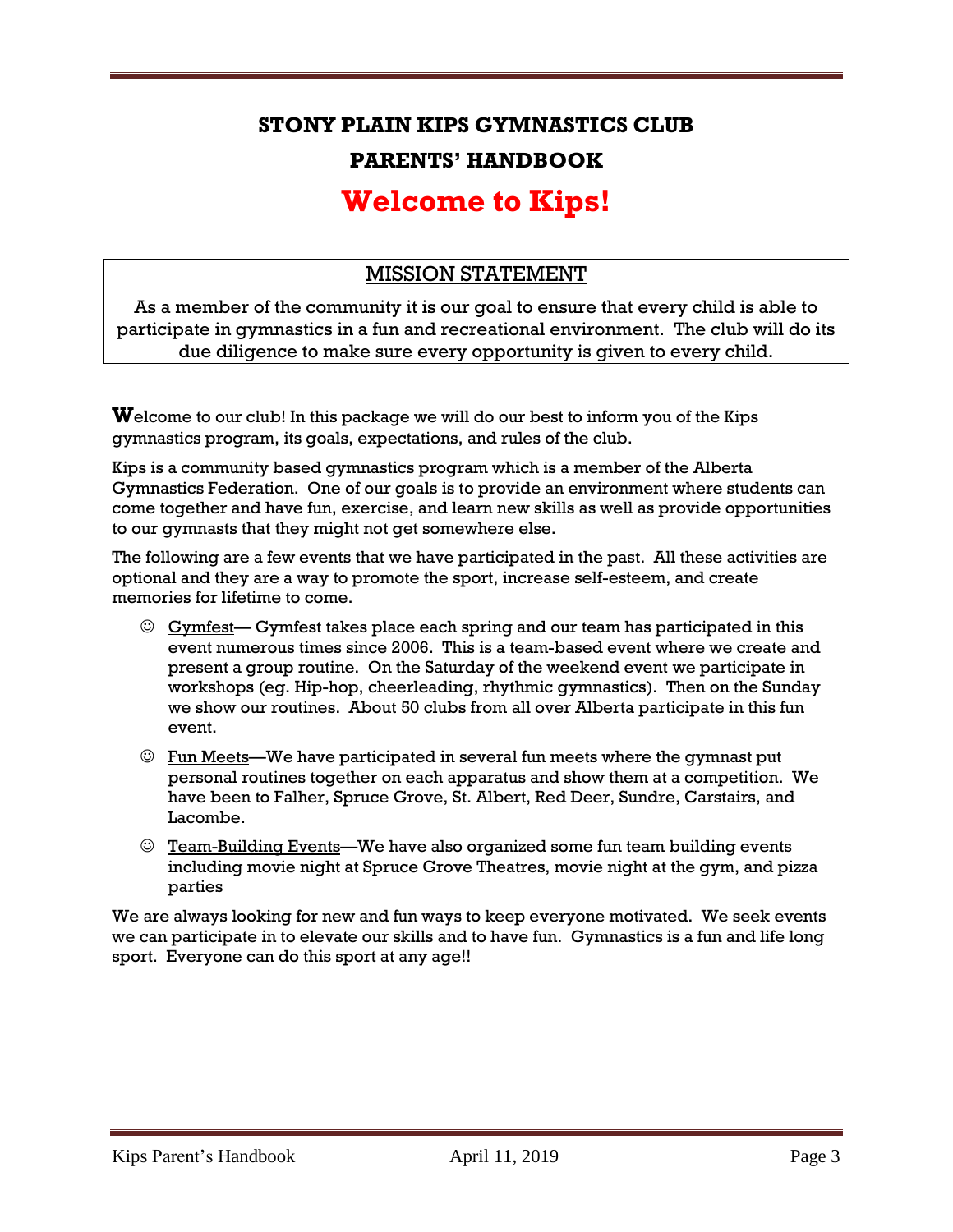# STONY PLAIN KIPS GYMNASTICS CLUB

# PARENTS' HANDBOOK

# Welcome to Kips!

## MISSION STATEMENT

As a member of the community it is our goal to ensure that every child is able to participate in gymnastics in a fun and recreational environment. The club will do its due diligence to make sure every opportunity is given to every child.

**W**elcome to our club! In this package we will do our best to inform you of the Kips gymnastics program, its goals, expectations, and rules of the club.

Kips is a community based gymnastics program which is a member of the Alberta Gymnastics Federation. One of our goals is to provide an environment where students can come together and have fun, exercise, and learn new skills as well as provide opportunities to our gymnasts that they might not get somewhere else.

The following are a few events that we have participated in the past. All these activities are optional and they are a way to promote the sport, increase self-esteem, and create memories for lifetime to come.

- ☺ Gymfest— Gymfest takes place each spring and our team has participated in this event numerous times since 2006. This is a team-based event where we create and present a group routine. On the Saturday of the weekend event we participate in workshops (eg. Hip-hop, cheerleading, rhythmic gymnastics). Then on the Sunday we show our routines. About 50 clubs from all over Alberta participate in this fun event.
- ☺ Fun Meets—We have participated in several fun meets where the gymnast put personal routines together on each apparatus and show them at a competition. We have been to Falher, Spruce Grove, St. Albert, Red Deer, Sundre, Carstairs, and Lacombe.
- ☺ Team-Building Events—We have also organized some fun team building events including movie night at Spruce Grove Theatres, movie night at the gym, and pizza parties

We are always looking for new and fun ways to keep everyone motivated. We seek events we can participate in to elevate our skills and to have fun. Gymnastics is a fun and life long sport. Everyone can do this sport at any age!!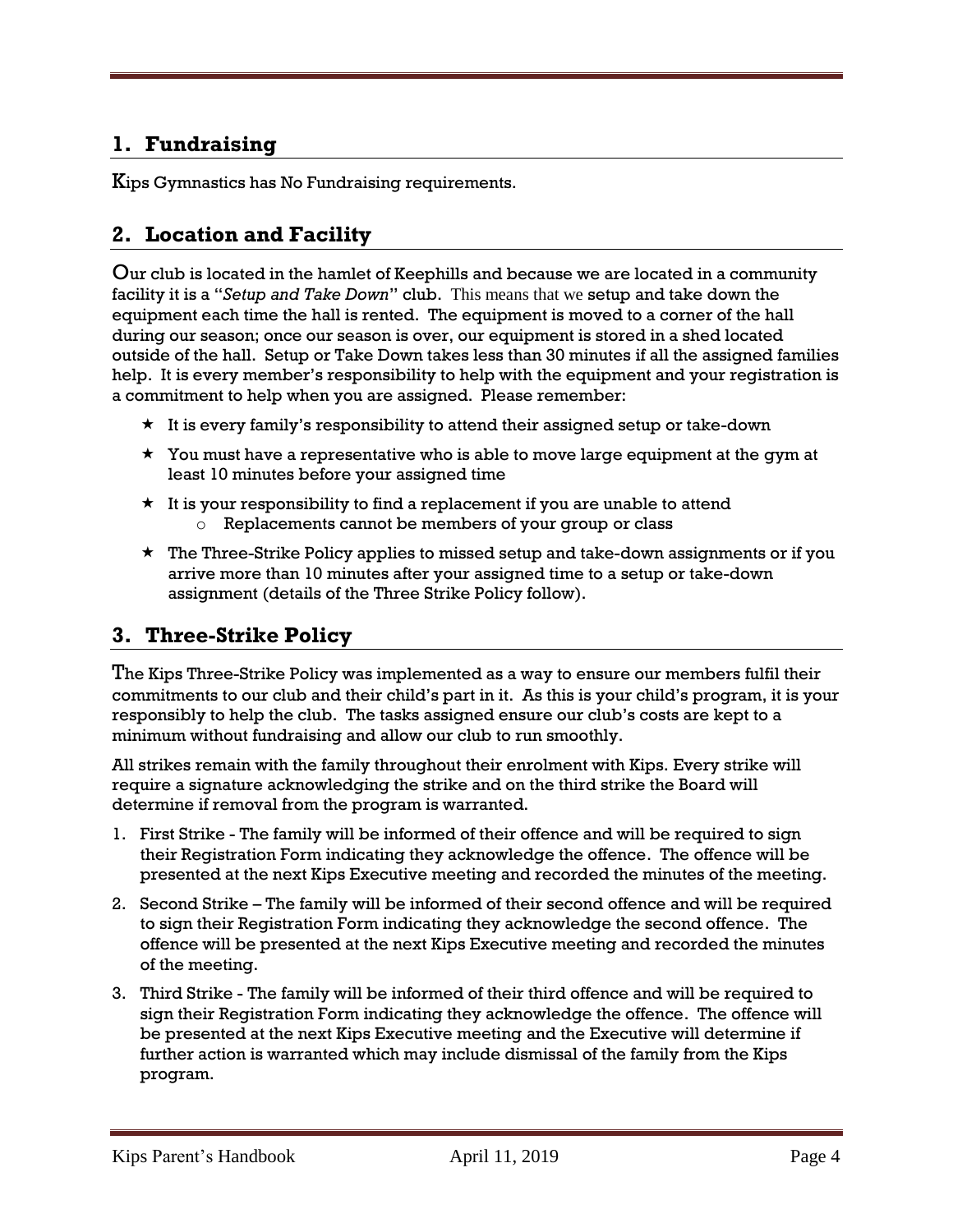## 1. Fundraising

Kips Gymnastics has No Fundraising requirements.

## 2. Location and Facility

Our club is located in the hamlet of Keephills and because we are located in a community facility it is a "*Setup and Take Down*" club. This means that we setup and take down the equipment each time the hall is rented. The equipment is moved to a corner of the hall during our season; once our season is over, our equipment is stored in a shed located outside of the hall. Setup or Take Down takes less than 30 minutes if all the assigned families help. It is every member's responsibility to help with the equipment and your registration is a commitment to help when you are assigned. Please remember:

- It is every family's responsibility to attend their assigned setup or take-down
- You must have a representative who is able to move large equipment at the gym at least 10 minutes before your assigned time
- It is your responsibility to find a replacement if you are unable to attend
  - Replacements cannot be members of your group or class
- The Three-Strike Policy applies to missed setup and take-down assignments or if you arrive more than 10 minutes after your assigned time to a setup or take-down assignment (details of the Three Strike Policy follow).

## 3. Three-Strike Policy

The Kips Three-Strike Policy was implemented as a way to ensure our members fulfil their commitments to our club and their child's part in it. As this is your child's program, it is your responsibly to help the club. The tasks assigned ensure our club's costs are kept to a minimum without fundraising and allow our club to run smoothly.

All strikes remain with the family throughout their enrolment with Kips. Every strike will require a signature acknowledging the strike and on the third strike the Board will determine if removal from the program is warranted.

1. First Strike - The family will be informed of their offence and will be required to sign their Registration Form indicating they acknowledge the offence. The offence will be presented at the next Kips Executive meeting and recorded the minutes of the meeting.
2. Second Strike – The family will be informed of their second offence and will be required to sign their Registration Form indicating they acknowledge the second offence. The offence will be presented at the next Kips Executive meeting and recorded the minutes of the meeting.
3. Third Strike - The family will be informed of their third offence and will be required to sign their Registration Form indicating they acknowledge the offence. The offence will be presented at the next Kips Executive meeting and the Executive will determine if further action is warranted which may include dismissal of the family from the Kips program.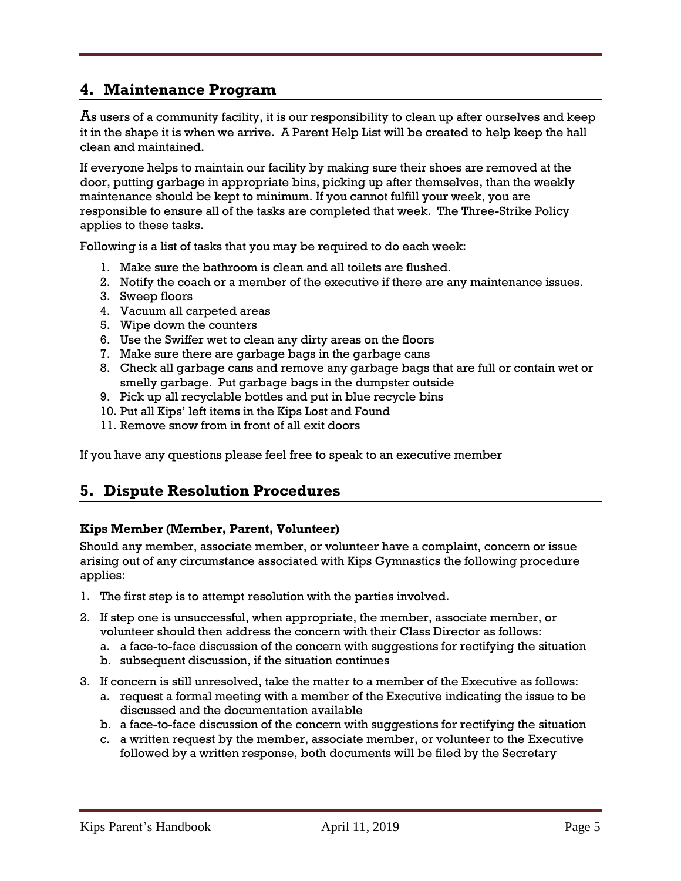## 4. Maintenance Program

As users of a community facility, it is our responsibility to clean up after ourselves and keep it in the shape it is when we arrive. A Parent Help List will be created to help keep the hall clean and maintained.

If everyone helps to maintain our facility by making sure their shoes are removed at the door, putting garbage in appropriate bins, picking up after themselves, than the weekly maintenance should be kept to minimum. If you cannot fulfill your week, you are responsible to ensure all of the tasks are completed that week. The Three-Strike Policy applies to these tasks.

Following is a list of tasks that you may be required to do each week:

1. Make sure the bathroom is clean and all toilets are flushed.
2. Notify the coach or a member of the executive if there are any maintenance issues.
3. Sweep floors
4. Vacuum all carpeted areas
5. Wipe down the counters
6. Use the Swiffer wet to clean any dirty areas on the floors
7. Make sure there are garbage bags in the garbage cans
8. Check all garbage cans and remove any garbage bags that are full or contain wet or smelly garbage. Put garbage bags in the dumpster outside
9. Pick up all recyclable bottles and put in blue recycle bins
10. Put all Kips' left items in the Kips Lost and Found
11. Remove snow from in front of all exit doors

If you have any questions please feel free to speak to an executive member

## 5. Dispute Resolution Procedures

**Kips Member (Member, Parent, Volunteer)**

Should any member, associate member, or volunteer have a complaint, concern or issue arising out of any circumstance associated with Kips Gymnastics the following procedure applies:

1. The first step is to attempt resolution with the parties involved.
2. If step one is unsuccessful, when appropriate, the member, associate member, or volunteer should then address the concern with their Class Director as follows:
   a. a face-to-face discussion of the concern with suggestions for rectifying the situation
   b. subsequent discussion, if the situation continues
3. If concern is still unresolved, take the matter to a member of the Executive as follows:
   a. request a formal meeting with a member of the Executive indicating the issue to be discussed and the documentation available
   b. a face-to-face discussion of the concern with suggestions for rectifying the situation
   c. a written request by the member, associate member, or volunteer to the Executive followed by a written response, both documents will be filed by the Secretary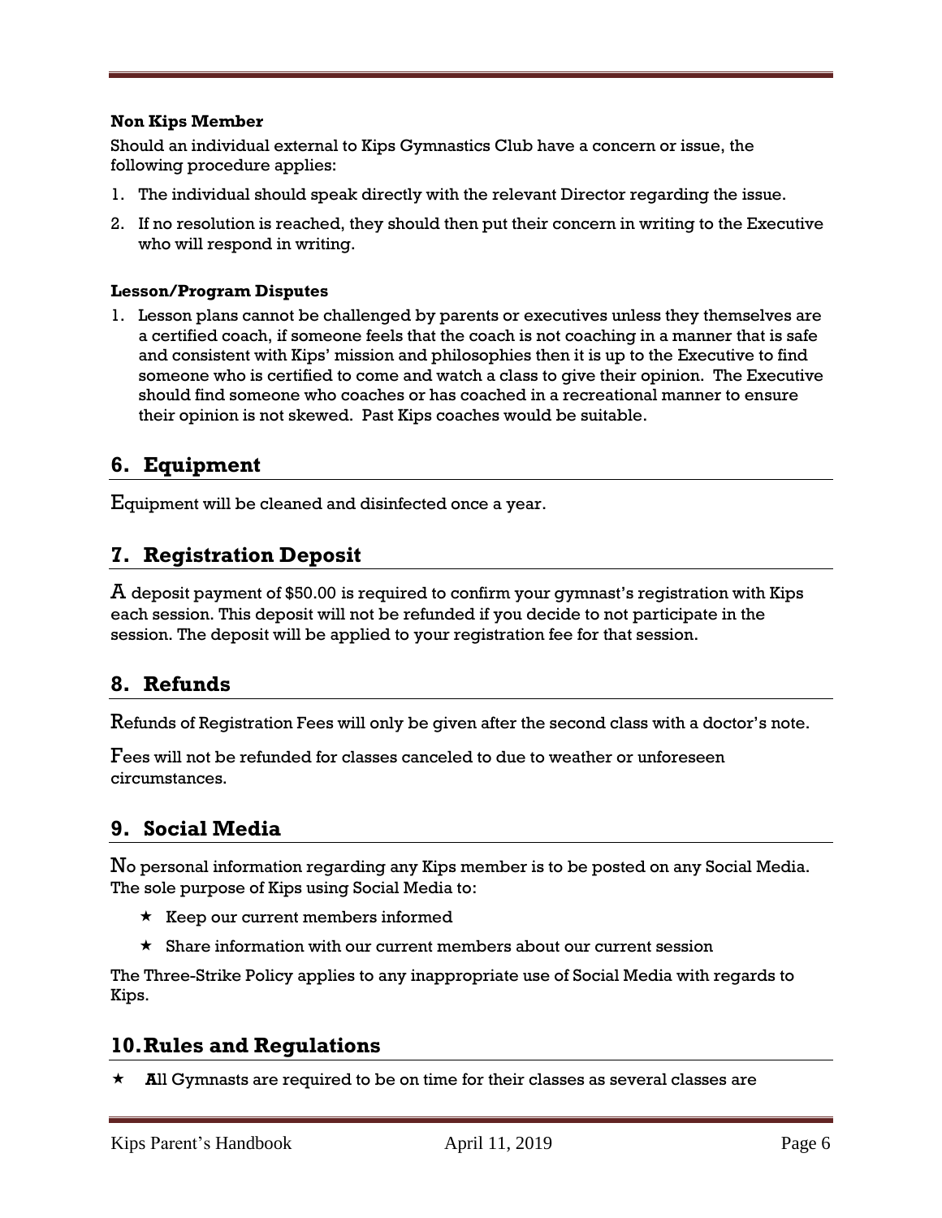**Non Kips Member**

Should an individual external to Kips Gymnastics Club have a concern or issue, the following procedure applies:

1. The individual should speak directly with the relevant Director regarding the issue.
2. If no resolution is reached, they should then put their concern in writing to the Executive who will respond in writing.

**Lesson/Program Disputes**

1. Lesson plans cannot be challenged by parents or executives unless they themselves are a certified coach, if someone feels that the coach is not coaching in a manner that is safe and consistent with Kips' mission and philosophies then it is up to the Executive to find someone who is certified to come and watch a class to give their opinion. The Executive should find someone who coaches or has coached in a recreational manner to ensure their opinion is not skewed. Past Kips coaches would be suitable.

## 6. Equipment

Equipment will be cleaned and disinfected once a year.

## 7. Registration Deposit

A deposit payment of $50.00 is required to confirm your gymnast's registration with Kips each session. This deposit will not be refunded if you decide to not participate in the session. The deposit will be applied to your registration fee for that session.

## 8. Refunds

Refunds of Registration Fees will only be given after the second class with a doctor's note.

Fees will not be refunded for classes canceled to due to weather or unforeseen circumstances.

## 9. Social Media

No personal information regarding any Kips member is to be posted on any Social Media. The sole purpose of Kips using Social Media to:

- Keep our current members informed
- Share information with our current members about our current session

The Three-Strike Policy applies to any inappropriate use of Social Media with regards to Kips.

## 10. Rules and Regulations

- All Gymnasts are required to be on time for their classes as several classes are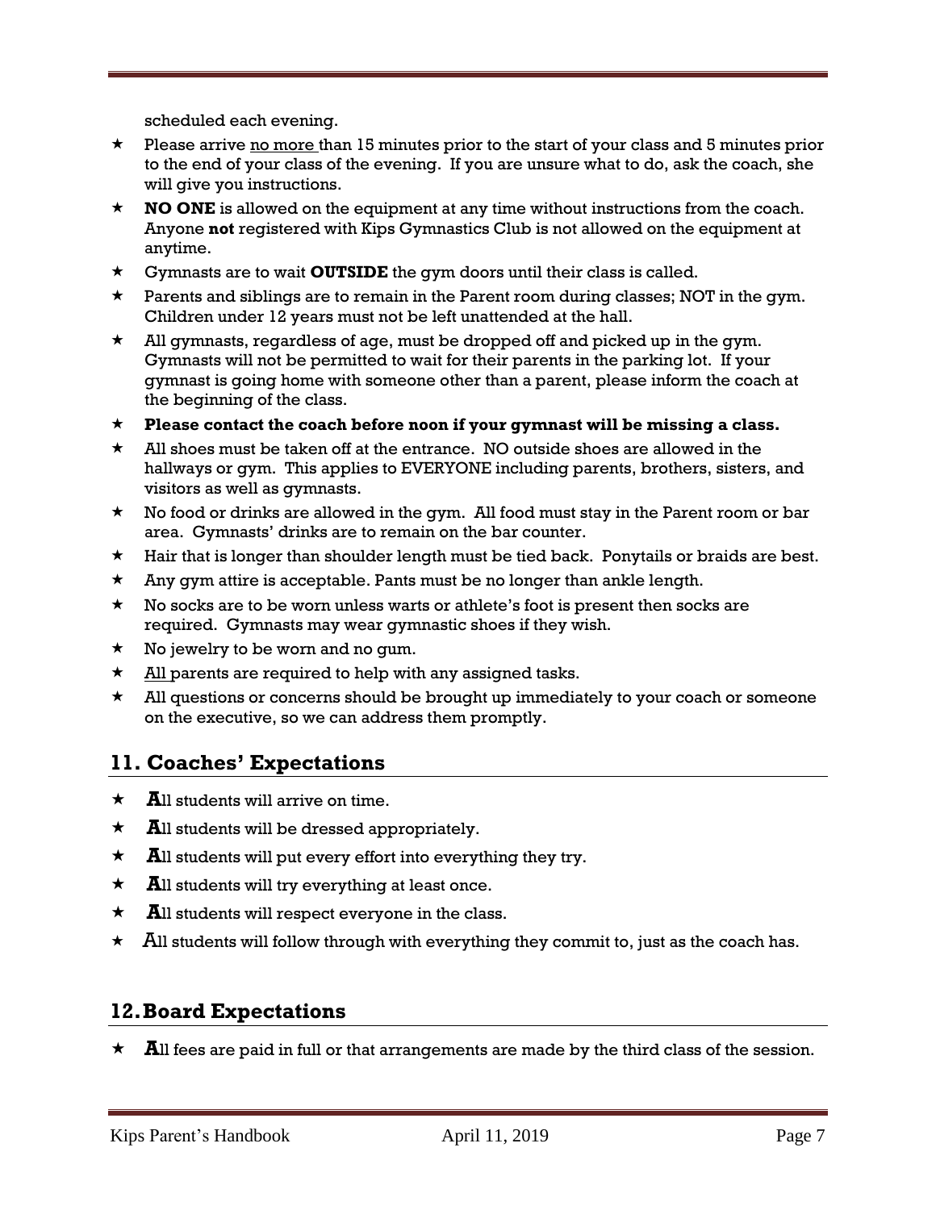scheduled each evening.

- Please arrive no more than 15 minutes prior to the start of your class and 5 minutes prior to the end of your class of the evening. If you are unsure what to do, ask the coach, she will give you instructions.
- **NO ONE** is allowed on the equipment at any time without instructions from the coach. Anyone **not** registered with Kips Gymnastics Club is not allowed on the equipment at anytime.
- Gymnasts are to wait **OUTSIDE** the gym doors until their class is called.
- Parents and siblings are to remain in the Parent room during classes; NOT in the gym. Children under 12 years must not be left unattended at the hall.
- All gymnasts, regardless of age, must be dropped off and picked up in the gym. Gymnasts will not be permitted to wait for their parents in the parking lot. If your gymnast is going home with someone other than a parent, please inform the coach at the beginning of the class.
- **Please contact the coach before noon if your gymnast will be missing a class.**
- All shoes must be taken off at the entrance. NO outside shoes are allowed in the hallways or gym. This applies to EVERYONE including parents, brothers, sisters, and visitors as well as gymnasts.
- No food or drinks are allowed in the gym. All food must stay in the Parent room or bar area. Gymnasts' drinks are to remain on the bar counter.
- Hair that is longer than shoulder length must be tied back. Ponytails or braids are best.
- Any gym attire is acceptable. Pants must be no longer than ankle length.
- No socks are to be worn unless warts or athlete's foot is present then socks are required. Gymnasts may wear gymnastic shoes if they wish.
- No jewelry to be worn and no gum.
- All parents are required to help with any assigned tasks.
- All questions or concerns should be brought up immediately to your coach or someone on the executive, so we can address them promptly.

## 11. Coaches' Expectations

- **A**ll students will arrive on time.
- **A**ll students will be dressed appropriately.
- **A**ll students will put every effort into everything they try.
- **A**ll students will try everything at least once.
- **A**ll students will respect everyone in the class.
- All students will follow through with everything they commit to, just as the coach has.

## 12. Board Expectations

- **A**ll fees are paid in full or that arrangements are made by the third class of the session.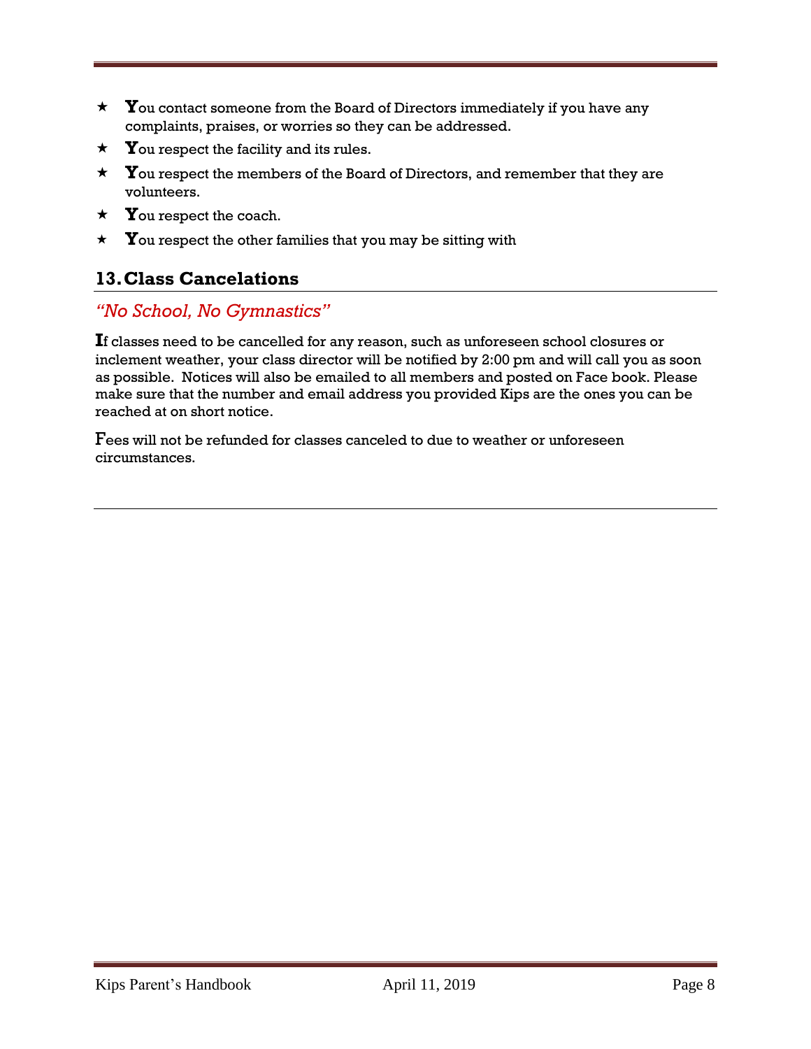- ★ **Y**ou contact someone from the Board of Directors immediately if you have any complaints, praises, or worries so they can be addressed.
- ★ **Y**ou respect the facility and its rules.
- ★ **Y**ou respect the members of the Board of Directors, and remember that they are volunteers.
- ★ **Y**ou respect the coach.
- ★ **Y**ou respect the other families that you may be sitting with

## 13. Class Cancelations

### *"No School, No Gymnastics"*

**I**f classes need to be cancelled for any reason, such as unforeseen school closures or inclement weather, your class director will be notified by 2:00 pm and will call you as soon as possible. Notices will also be emailed to all members and posted on Face book. Please make sure that the number and email address you provided Kips are the ones you can be reached at on short notice.

**F**ees will not be refunded for classes canceled to due to weather or unforeseen circumstances.